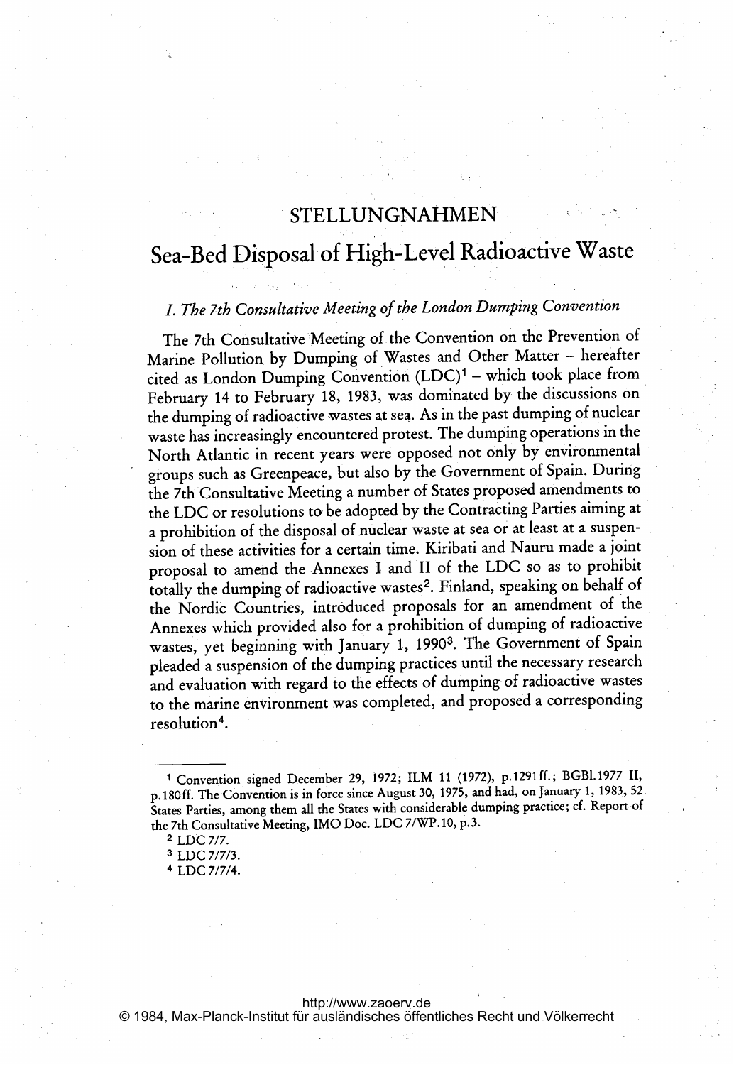# STELLUNGNAHMEN

## Sea-Bed Disposal of High-Level Radioactive Waste

### *I. The 7th Consultative Meeting of the London Dumping Convention*

The 7th Consultative Meeting of the Convention on the Prevention of Marine Pollution by Dumping of Wastes and Other Matter – hereafter cited as London Dumping Convention (LDC)[1] – which took place from February 14 to February 18, 1983, was dominated by the discussions on the dumping of radioactive wastes at sea. As in the past dumping of nuclear waste has increasingly encountered protest. The dumping operations in the North Atlantic in recent years were opposed not only by environmental groups such as Greenpeace, but also by the Government of Spain. During the 7th Consultative Meeting a number of States proposed amendments to the LDC or resolutions to be adopted by the Contracting Parties aiming at a prohibition of the disposal of nuclear waste at sea or at least at a suspension of these activities for a certain time. Kiribati and Nauru made a joint proposal to amend the Annexes I and II of the LDC so as to prohibit totally the dumping of radioactive wastes[2]. Finland, speaking on behalf of the Nordic Countries, introduced proposals for an amendment of the Annexes which provided also for a prohibition of dumping of radioactive wastes, yet beginning with January 1, 1990[3]. The Government of Spain pleaded a suspension of the dumping practices until the necessary research and evaluation with regard to the effects of dumping of radioactive wastes to the marine environment was completed, and proposed a corresponding resolution[4].

---

[1] Convention signed December 29, 1972; ILM 11 (1972), p.1291ff.; BGBl.1977 II, p.180ff. The Convention is in force since August 30, 1975, and had, on January 1, 1983, 52 States Parties, among them all the States with considerable dumping practice; cf. Report of the 7th Consultative Meeting, IMO Doc. LDC 7/WP.10, p.3.

[2] LDC 7/7.

[3] LDC 7/7/3.

[4] LDC 7/7/4.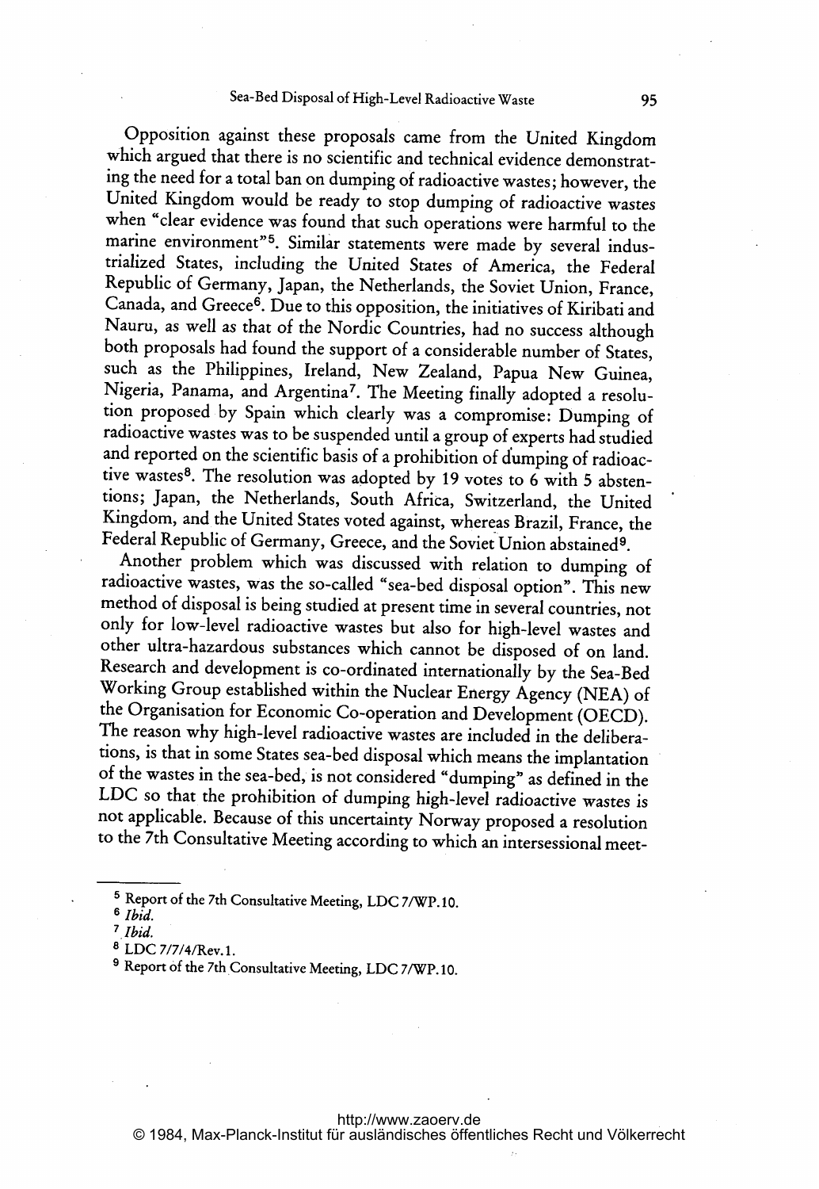Opposition against these proposals came from the United Kingdom which argued that there is no scientific and technical evidence demonstrating the need for a total ban on dumping of radioactive wastes; however, the United Kingdom would be ready to stop dumping of radioactive wastes when "clear evidence was found that such operations were harmful to the marine environment"[5]. Similar statements were made by several industrialized States, including the United States of America, the Federal Republic of Germany, Japan, the Netherlands, the Soviet Union, France, Canada, and Greece[6]. Due to this opposition, the initiatives of Kiribati and Nauru, as well as that of the Nordic Countries, had no success although both proposals had found the support of a considerable number of States, such as the Philippines, Ireland, New Zealand, Papua New Guinea, Nigeria, Panama, and Argentina[7]. The Meeting finally adopted a resolution proposed by Spain which clearly was a compromise: Dumping of radioactive wastes was to be suspended until a group of experts had studied and reported on the scientific basis of a prohibition of dumping of radioactive wastes[8]. The resolution was adopted by 19 votes to 6 with 5 abstentions; Japan, the Netherlands, South Africa, Switzerland, the United Kingdom, and the United States voted against, whereas Brazil, France, the Federal Republic of Germany, Greece, and the Soviet Union abstained[9].

Another problem which was discussed with relation to dumping of radioactive wastes, was the so-called "sea-bed disposal option". This new method of disposal is being studied at present time in several countries, not only for low-level radioactive wastes but also for high-level wastes and other ultra-hazardous substances which cannot be disposed of on land. Research and development is co-ordinated internationally by the Sea-Bed Working Group established within the Nuclear Energy Agency (NEA) of the Organisation for Economic Co-operation and Development (OECD). The reason why high-level radioactive wastes are included in the deliberations, is that in some States sea-bed disposal which means the implantation of the wastes in the sea-bed, is not considered "dumping" as defined in the LDC so that the prohibition of dumping high-level radioactive wastes is not applicable. Because of this uncertainty Norway proposed a resolution to the 7th Consultative Meeting according to which an intersessional meet-

---

[5] Report of the 7th Consultative Meeting, LDC 7/WP.10.

[6] *Ibid.*

[7] *Ibid.*

[8] LDC 7/7/4/Rev.1.

[9] Report of the 7th Consultative Meeting, LDC 7/WP.10.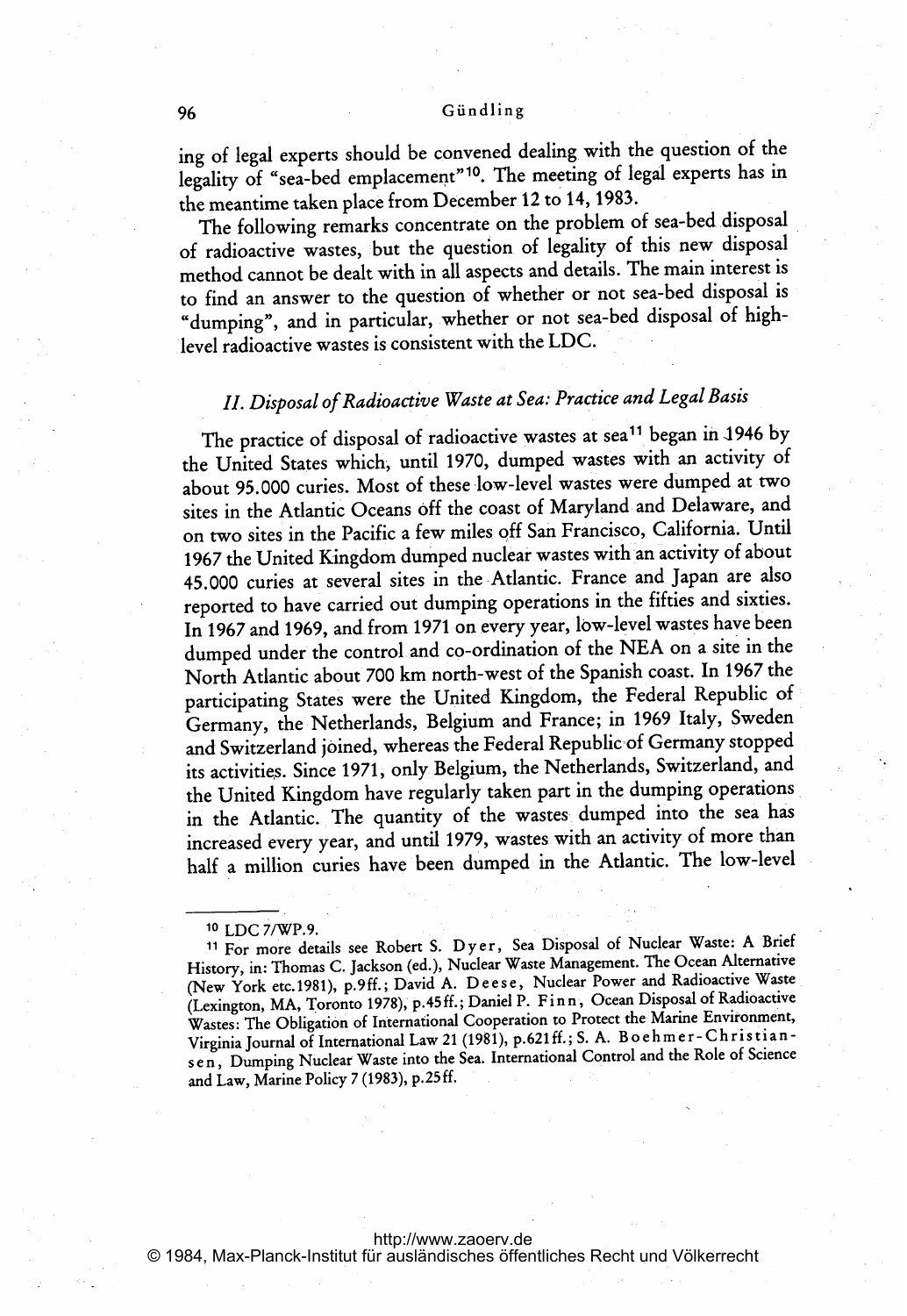ing of legal experts should be convened dealing with the question of the legality of "sea-bed emplacement"[10]. The meeting of legal experts has in the meantime taken place from December 12 to 14, 1983.

The following remarks concentrate on the problem of sea-bed disposal of radioactive wastes, but the question of legality of this new disposal method cannot be dealt with in all aspects and details. The main interest is to find an answer to the question of whether or not sea-bed disposal is "dumping", and in particular, whether or not sea-bed disposal of high-level radioactive wastes is consistent with the LDC.

## *II. Disposal of Radioactive Waste at Sea: Practice and Legal Basis*

The practice of disposal of radioactive wastes at sea[11] began in 1946 by the United States which, until 1970, dumped wastes with an activity of about 95.000 curies. Most of these low-level wastes were dumped at two sites in the Atlantic Oceans off the coast of Maryland and Delaware, and on two sites in the Pacific a few miles off San Francisco, California. Until 1967 the United Kingdom dumped nuclear wastes with an activity of about 45.000 curies at several sites in the Atlantic. France and Japan are also reported to have carried out dumping operations in the fifties and sixties. In 1967 and 1969, and from 1971 on every year, low-level wastes have been dumped under the control and co-ordination of the NEA on a site in the North Atlantic about 700 km north-west of the Spanish coast. In 1967 the participating States were the United Kingdom, the Federal Republic of Germany, the Netherlands, Belgium and France; in 1969 Italy, Sweden and Switzerland joined, whereas the Federal Republic of Germany stopped its activities. Since 1971, only Belgium, the Netherlands, Switzerland, and the United Kingdom have regularly taken part in the dumping operations in the Atlantic. The quantity of the wastes dumped into the sea has increased every year, and until 1979, wastes with an activity of more than half a million curies have been dumped in the Atlantic. The low-level

---

[10] LDC 7/WP.9.

[11] For more details see Robert S. Dyer, Sea Disposal of Nuclear Waste: A Brief History, in: Thomas C. Jackson (ed.), Nuclear Waste Management. The Ocean Alternative (New York etc.1981), p.9ff.; David A. Deese, Nuclear Power and Radioactive Waste (Lexington, MA, Toronto 1978), p.45ff.; Daniel P. Finn, Ocean Disposal of Radioactive Wastes: The Obligation of International Cooperation to Protect the Marine Environment, Virginia Journal of International Law 21 (1981), p.621ff.; S. A. Boehmer-Christiansen, Dumping Nuclear Waste into the Sea. International Control and the Role of Science and Law, Marine Policy 7 (1983), p.25ff.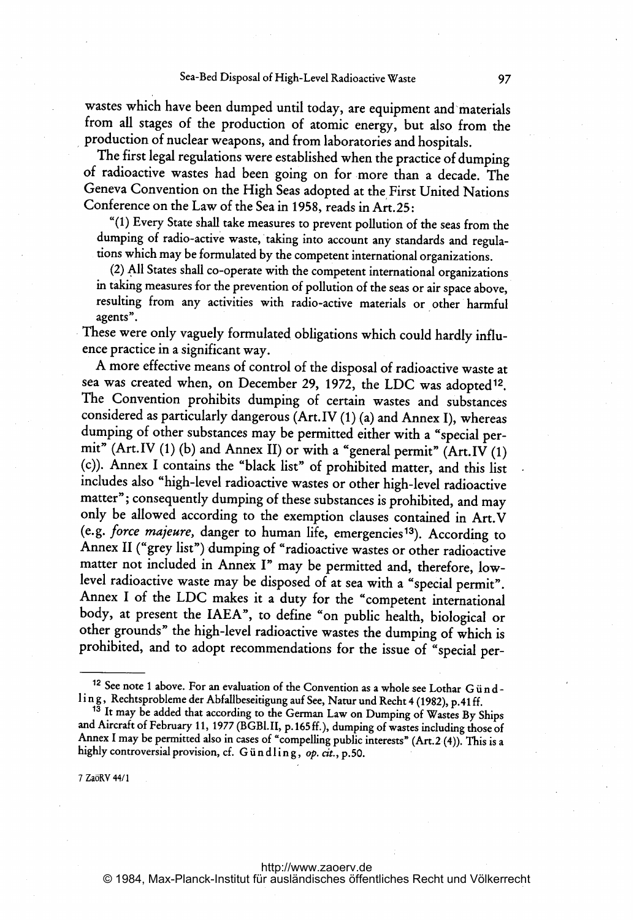wastes which have been dumped until today, are equipment and materials from all stages of the production of atomic energy, but also from the production of nuclear weapons, and from laboratories and hospitals.

The first legal regulations were established when the practice of dumping of radioactive wastes had been going on for more than a decade. The Geneva Convention on the High Seas adopted at the First United Nations Conference on the Law of the Sea in 1958, reads in Art.25:

> "(1) Every State shall take measures to prevent pollution of the seas from the dumping of radio-active waste, taking into account any standards and regulations which may be formulated by the competent international organizations.
>
> (2) All States shall co-operate with the competent international organizations in taking measures for the prevention of pollution of the seas or air space above, resulting from any activities with radio-active materials or other harmful agents".

These were only vaguely formulated obligations which could hardly influence practice in a significant way.

A more effective means of control of the disposal of radioactive waste at sea was created when, on December 29, 1972, the LDC was adopted[12]. The Convention prohibits dumping of certain wastes and substances considered as particularly dangerous (Art.IV (1) (a) and Annex I), whereas dumping of other substances may be permitted either with a "special permit" (Art.IV (1) (b) and Annex II) or with a "general permit" (Art.IV (1) (c)). Annex I contains the "black list" of prohibited matter, and this list includes also "high-level radioactive wastes or other high-level radioactive matter"; consequently dumping of these substances is prohibited, and may only be allowed according to the exemption clauses contained in Art.V (e.g. *force majeure,* danger to human life, emergencies[13]). According to Annex II ("grey list") dumping of "radioactive wastes or other radioactive matter not included in Annex I" may be permitted and, therefore, low-level radioactive waste may be disposed of at sea with a "special permit". Annex I of the LDC makes it a duty for the "competent international body, at present the IAEA", to define "on public health, biological or other grounds" the high-level radioactive wastes the dumping of which is prohibited, and to adopt recommendations for the issue of "special per-

---

[12] See note 1 above. For an evaluation of the Convention as a whole see Lothar Gündling, Rechtsprobleme der Abfallbeseitigung auf See, Natur und Recht 4 (1982), p.41 ff.

[13] It may be added that according to the German Law on Dumping of Wastes By Ships and Aircraft of February 11, 1977 (BGBl. II, p.165 ff.), dumping of wastes including those of Annex I may be permitted also in cases of "compelling public interests" (Art.2 (4)). This is a highly controversial provision, cf. Gündling, *op. cit.*, p.50.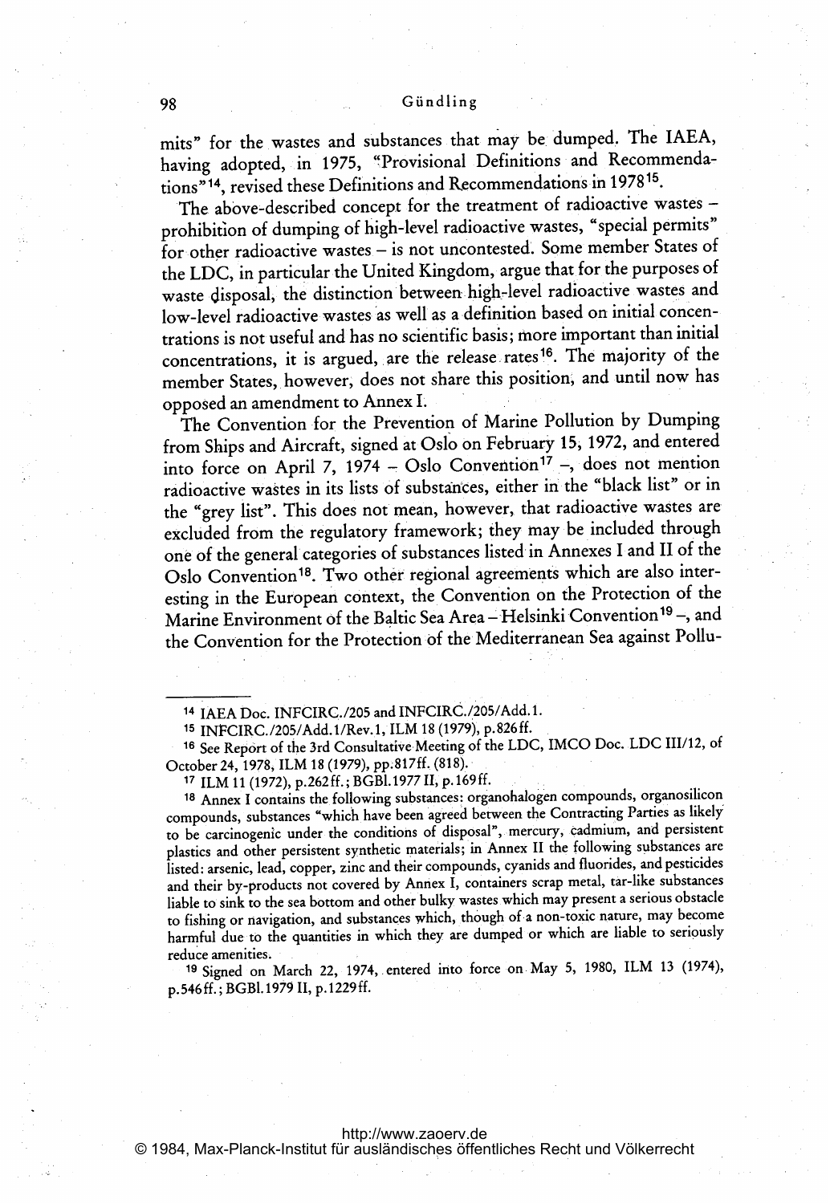mits" for the wastes and substances that may be dumped. The IAEA, having adopted, in 1975, "Provisional Definitions and Recommendations"[14], revised these Definitions and Recommendations in 1978[15].

The above-described concept for the treatment of radioactive wastes – prohibition of dumping of high-level radioactive wastes, "special permits" for other radioactive wastes – is not uncontested. Some member States of the LDC, in particular the United Kingdom, argue that for the purposes of waste disposal, the distinction between high-level radioactive wastes and low-level radioactive wastes as well as a definition based on initial concentrations is not useful and has no scientific basis; more important than initial concentrations, it is argued, are the release rates[16]. The majority of the member States, however, does not share this position, and until now has opposed an amendment to Annex I.

The Convention for the Prevention of Marine Pollution by Dumping from Ships and Aircraft, signed at Oslo on February 15, 1972, and entered into force on April 7, 1974 – Oslo Convention[17] –, does not mention radioactive wastes in its lists of substances, either in the "black list" or in the "grey list". This does not mean, however, that radioactive wastes are excluded from the regulatory framework; they may be included through one of the general categories of substances listed in Annexes I and II of the Oslo Convention[18]. Two other regional agreements which are also interesting in the European context, the Convention on the Protection of the Marine Environment of the Baltic Sea Area – Helsinki Convention[19] –, and the Convention for the Protection of the Mediterranean Sea against Pollu-

---

[14] IAEA Doc. INFCIRC./205 and INFCIRC./205/Add.1.

[15] INFCIRC./205/Add.1/Rev.1, ILM 18 (1979), p.826ff.

[16] See Report of the 3rd Consultative Meeting of the LDC, IMCO Doc. LDC III/12, of October 24, 1978, ILM 18 (1979), pp.817ff. (818).

[17] ILM 11 (1972), p.262ff.; BGBl.1977 II, p.169ff.

[18] Annex I contains the following substances: organohalogen compounds, organosilicon compounds, substances "which have been agreed between the Contracting Parties as likely to be carcinogenic under the conditions of disposal", mercury, cadmium, and persistent plastics and other persistent synthetic materials; in Annex II the following substances are listed: arsenic, lead, copper, zinc and their compounds, cyanids and fluorides, and pesticides and their by-products not covered by Annex I, containers scrap metal, tar-like substances liable to sink to the sea bottom and other bulky wastes which may present a serious obstacle to fishing or navigation, and substances which, though of a non-toxic nature, may become harmful due to the quantities in which they are dumped or which are liable to seriously reduce amenities.

[19] Signed on March 22, 1974, entered into force on May 5, 1980, ILM 13 (1974), p.546ff.; BGBl.1979 II, p.1229ff.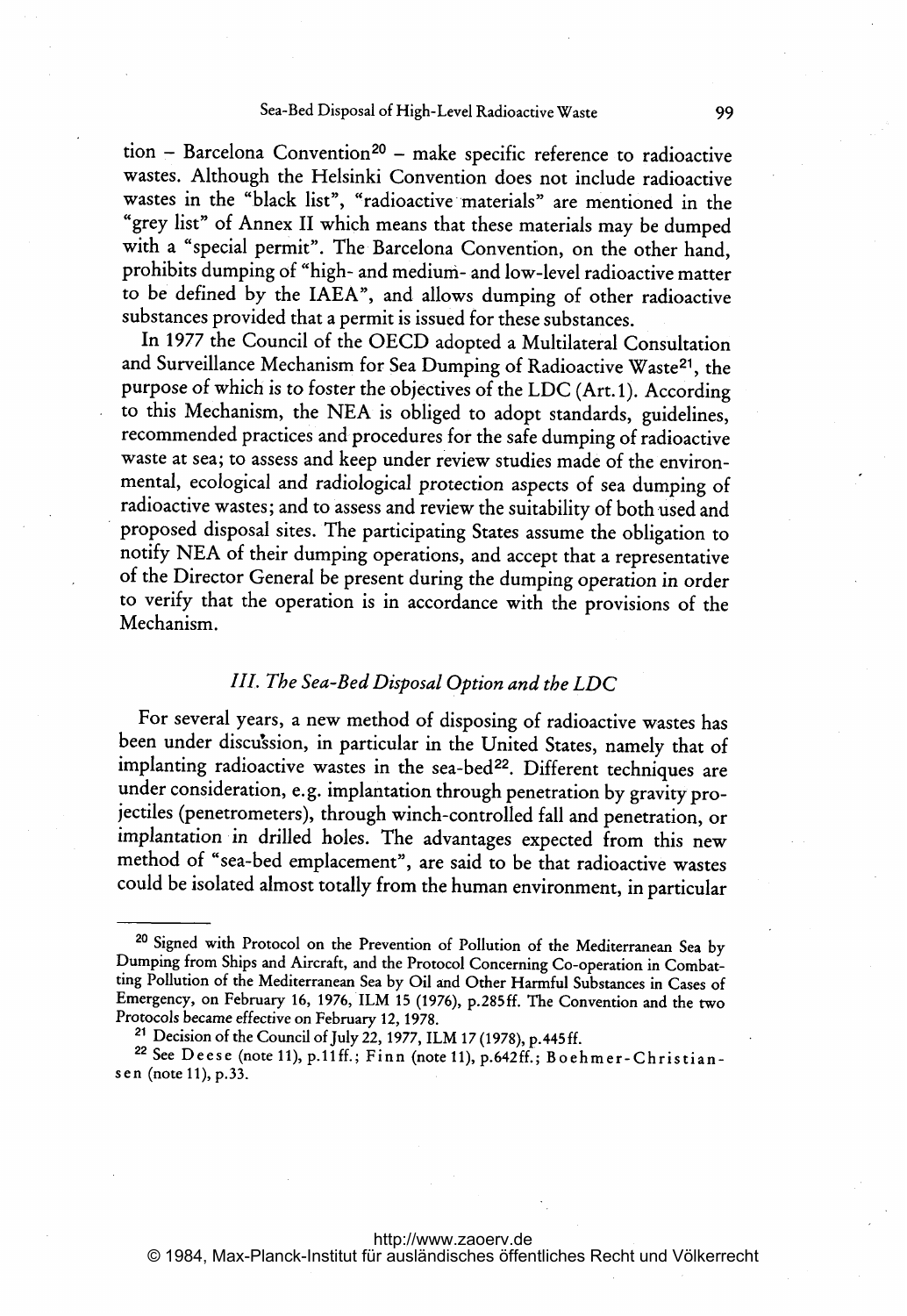tion – Barcelona Convention[20] – make specific reference to radioactive wastes. Although the Helsinki Convention does not include radioactive wastes in the "black list", "radioactive materials" are mentioned in the "grey list" of Annex II which means that these materials may be dumped with a "special permit". The Barcelona Convention, on the other hand, prohibits dumping of "high- and medium- and low-level radioactive matter to be defined by the IAEA", and allows dumping of other radioactive substances provided that a permit is issued for these substances.

In 1977 the Council of the OECD adopted a Multilateral Consultation and Surveillance Mechanism for Sea Dumping of Radioactive Waste[21], the purpose of which is to foster the objectives of the LDC (Art. 1). According to this Mechanism, the NEA is obliged to adopt standards, guidelines, recommended practices and procedures for the safe dumping of radioactive waste at sea; to assess and keep under review studies made of the environmental, ecological and radiological protection aspects of sea dumping of radioactive wastes; and to assess and review the suitability of both used and proposed disposal sites. The participating States assume the obligation to notify NEA of their dumping operations, and accept that a representative of the Director General be present during the dumping operation in order to verify that the operation is in accordance with the provisions of the Mechanism.

### *III. The Sea-Bed Disposal Option and the LDC*

For several years, a new method of disposing of radioactive wastes has been under discussion, in particular in the United States, namely that of implanting radioactive wastes in the sea-bed[22]. Different techniques are under consideration, e.g. implantation through penetration by gravity projectiles (penetrometers), through winch-controlled fall and penetration, or implantation in drilled holes. The advantages expected from this new method of "sea-bed emplacement", are said to be that radioactive wastes could be isolated almost totally from the human environment, in particular

---

[20] Signed with Protocol on the Prevention of Pollution of the Mediterranean Sea by Dumping from Ships and Aircraft, and the Protocol Concerning Co-operation in Combatting Pollution of the Mediterranean Sea by Oil and Other Harmful Substances in Cases of Emergency, on February 16, 1976, ILM 15 (1976), p.285ff. The Convention and the two Protocols became effective on February 12, 1978.

[21] Decision of the Council of July 22, 1977, ILM 17 (1978), p.445ff.

[22] See Deese (note 11), p.11ff.; Finn (note 11), p.642ff.; Boehmer-Christiansen (note 11), p.33.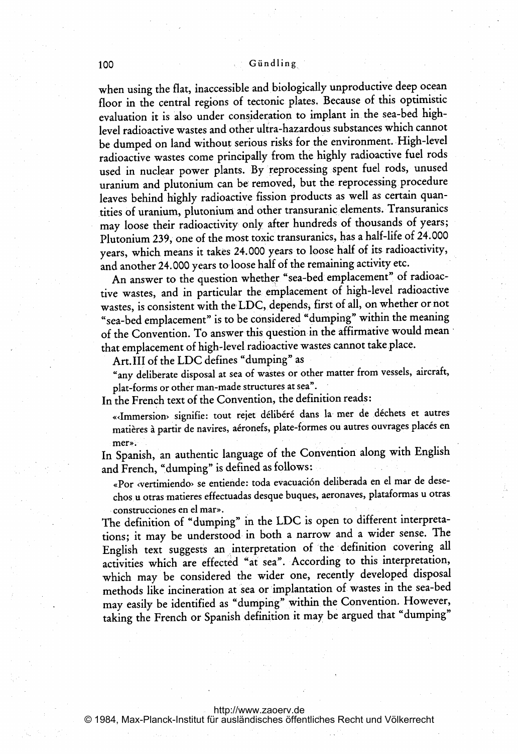when using the flat, inaccessible and biologically unproductive deep ocean floor in the central regions of tectonic plates. Because of this optimistic evaluation it is also under consideration to implant in the sea-bed high-level radioactive wastes and other ultra-hazardous substances which cannot be dumped on land without serious risks for the environment. High-level radioactive wastes come principally from the highly radioactive fuel rods used in nuclear power plants. By reprocessing spent fuel rods, unused uranium and plutonium can be removed, but the reprocessing procedure leaves behind highly radioactive fission products as well as certain quantities of uranium, plutonium and other transuranic elements. Transuranics may loose their radioactivity only after hundreds of thousands of years; Plutonium 239, one of the most toxic transuranics, has a half-life of 24.000 years, which means it takes 24.000 years to loose half of its radioactivity, and another 24.000 years to loose half of the remaining activity etc.

An answer to the question whether "sea-bed emplacement" of radioactive wastes, and in particular the emplacement of high-level radioactive wastes, is consistent with the LDC, depends, first of all, on whether or not "sea-bed emplacement" is to be considered "dumping" within the meaning of the Convention. To answer this question in the affirmative would mean that emplacement of high-level radioactive wastes cannot take place.

Art. III of the LDC defines "dumping" as

> "any deliberate disposal at sea of wastes or other matter from vessels, aircraft, plat-forms or other man-made structures at sea".

In the French text of the Convention, the definition reads:

> «‹Immersion› signifie: tout rejet délibéré dans la mer de déchets et autres matières à partir de navires, aéronefs, plate-formes ou autres ouvrages placés en mer».

In Spanish, an authentic language of the Convention along with English and French, "dumping" is defined as follows:

> «Por ‹vertimiendo› se entiende: toda evacuación deliberada en el mar de desechos u otras matieres effectuadas desque buques, aeronaves, plataformas u otras construcciones en el mar».

The definition of "dumping" in the LDC is open to different interpretations; it may be understood in both a narrow and a wider sense. The English text suggests an interpretation of the definition covering all activities which are effected "at sea". According to this interpretation, which may be considered the wider one, recently developed disposal methods like incineration at sea or implantation of wastes in the sea-bed may easily be identified as "dumping" within the Convention. However, taking the French or Spanish definition it may be argued that "dumping"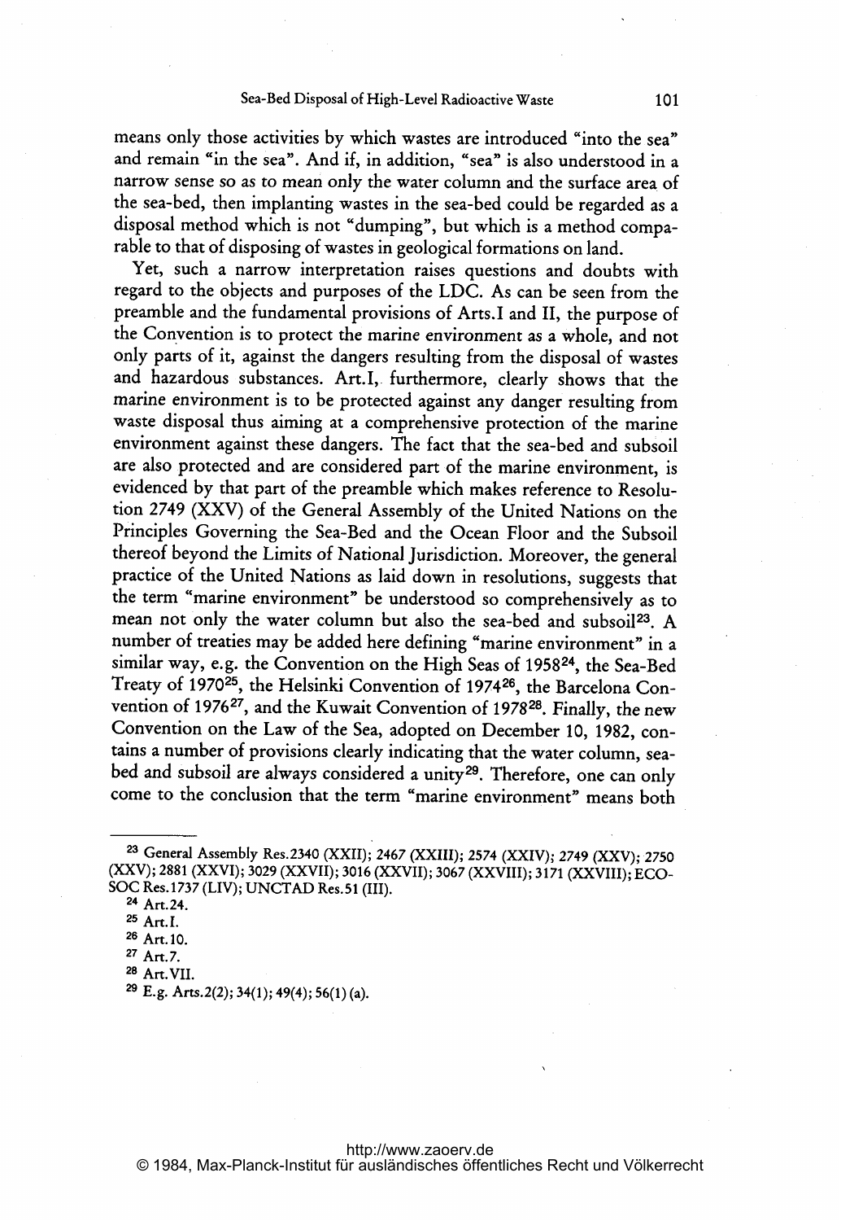means only those activities by which wastes are introduced "into the sea" and remain "in the sea". And if, in addition, "sea" is also understood in a narrow sense so as to mean only the water column and the surface area of the sea-bed, then implanting wastes in the sea-bed could be regarded as a disposal method which is not "dumping", but which is a method comparable to that of disposing of wastes in geological formations on land.

Yet, such a narrow interpretation raises questions and doubts with regard to the objects and purposes of the LDC. As can be seen from the preamble and the fundamental provisions of Arts. I and II, the purpose of the Convention is to protect the marine environment as a whole, and not only parts of it, against the dangers resulting from the disposal of wastes and hazardous substances. Art. I, furthermore, clearly shows that the marine environment is to be protected against any danger resulting from waste disposal thus aiming at a comprehensive protection of the marine environment against these dangers. The fact that the sea-bed and subsoil are also protected and are considered part of the marine environment, is evidenced by that part of the preamble which makes reference to Resolution 2749 (XXV) of the General Assembly of the United Nations on the Principles Governing the Sea-Bed and the Ocean Floor and the Subsoil thereof beyond the Limits of National Jurisdiction. Moreover, the general practice of the United Nations as laid down in resolutions, suggests that the term "marine environment" be understood so comprehensively as to mean not only the water column but also the sea-bed and subsoil[23]. A number of treaties may be added here defining "marine environment" in a similar way, e.g. the Convention on the High Seas of 1958[24], the Sea-Bed Treaty of 1970[25], the Helsinki Convention of 1974[26], the Barcelona Convention of 1976[27], and the Kuwait Convention of 1978[28]. Finally, the new Convention on the Law of the Sea, adopted on December 10, 1982, contains a number of provisions clearly indicating that the water column, sea-bed and subsoil are always considered a unity[29]. Therefore, one can only come to the conclusion that the term "marine environment" means both

---

[23] General Assembly Res. 2340 (XXII); 2467 (XXIII); 2574 (XXIV); 2749 (XXV); 2750 (XXV); 2881 (XXVI); 3029 (XXVII); 3016 (XXVII); 3067 (XXVIII); 3171 (XXVIII); ECOSOC Res. 1737 (LIV); UNCTAD Res. 51 (III).

[24] Art. 24.

[25] Art. I.

[26] Art. 10.

[27] Art. 7.

[28] Art. VII.

[29] E.g. Arts. 2(2); 34(1); 49(4); 56(1) (a).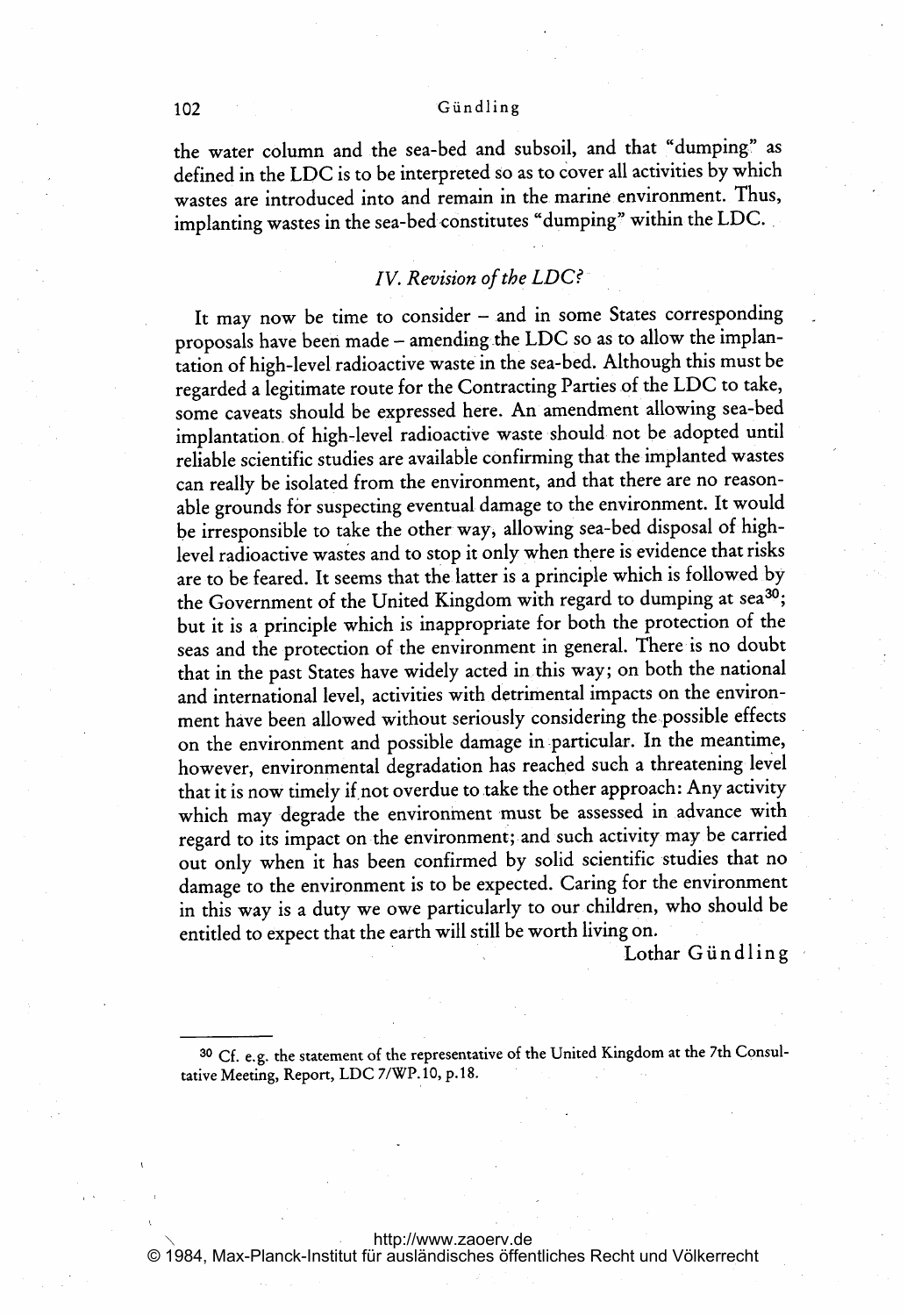the water column and the sea-bed and subsoil, and that "dumping" as defined in the LDC is to be interpreted so as to cover all activities by which wastes are introduced into and remain in the marine environment. Thus, implanting wastes in the sea-bed constitutes "dumping" within the LDC.

## *IV. Revision of the LDC?*

It may now be time to consider – and in some States corresponding proposals have been made – amending the LDC so as to allow the implantation of high-level radioactive waste in the sea-bed. Although this must be regarded a legitimate route for the Contracting Parties of the LDC to take, some caveats should be expressed here. An amendment allowing sea-bed implantation of high-level radioactive waste should not be adopted until reliable scientific studies are available confirming that the implanted wastes can really be isolated from the environment, and that there are no reasonable grounds for suspecting eventual damage to the environment. It would be irresponsible to take the other way, allowing sea-bed disposal of high-level radioactive wastes and to stop it only when there is evidence that risks are to be feared. It seems that the latter is a principle which is followed by the Government of the United Kingdom with regard to dumping at sea[30]; but it is a principle which is inappropriate for both the protection of the seas and the protection of the environment in general. There is no doubt that in the past States have widely acted in this way; on both the national and international level, activities with detrimental impacts on the environment have been allowed without seriously considering the possible effects on the environment and possible damage in particular. In the meantime, however, environmental degradation has reached such a threatening level that it is now timely if not overdue to take the other approach: Any activity which may degrade the environment must be assessed in advance with regard to its impact on the environment; and such activity may be carried out only when it has been confirmed by solid scientific studies that no damage to the environment is to be expected. Caring for the environment in this way is a duty we owe particularly to our children, who should be entitled to expect that the earth will still be worth living on.

Lothar Gündling

---

[30] Cf. e.g. the statement of the representative of the United Kingdom at the 7th Consultative Meeting, Report, LDC 7/WP.10, p.18.